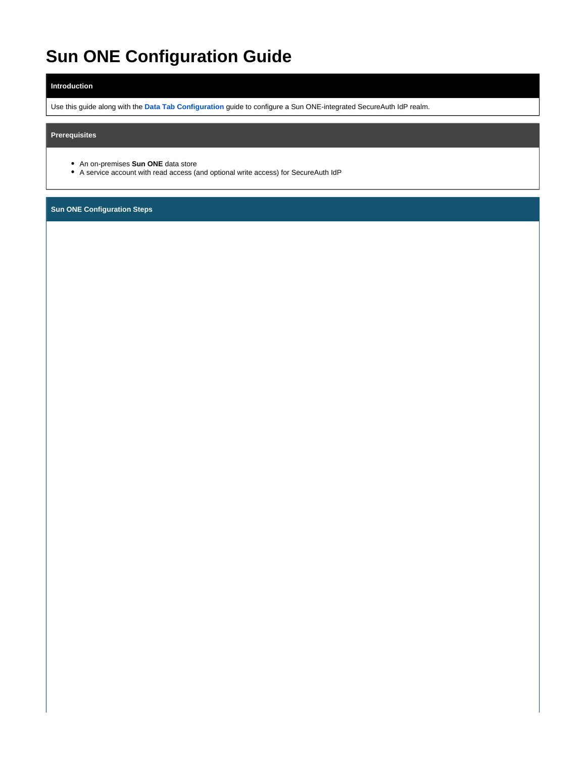# Sun ONE Configuration Guide

## Introduction

Use this guide along with the **Data Tab Configuration** guide to configure a Sun ONE-integrated SecureAuth IdP realm.

## Prerequisites

- An on-premises **Sun ONE** data store
- A service account with read access (and optional write access) for SecureAuth IdP

## Sun ONE Configuration Steps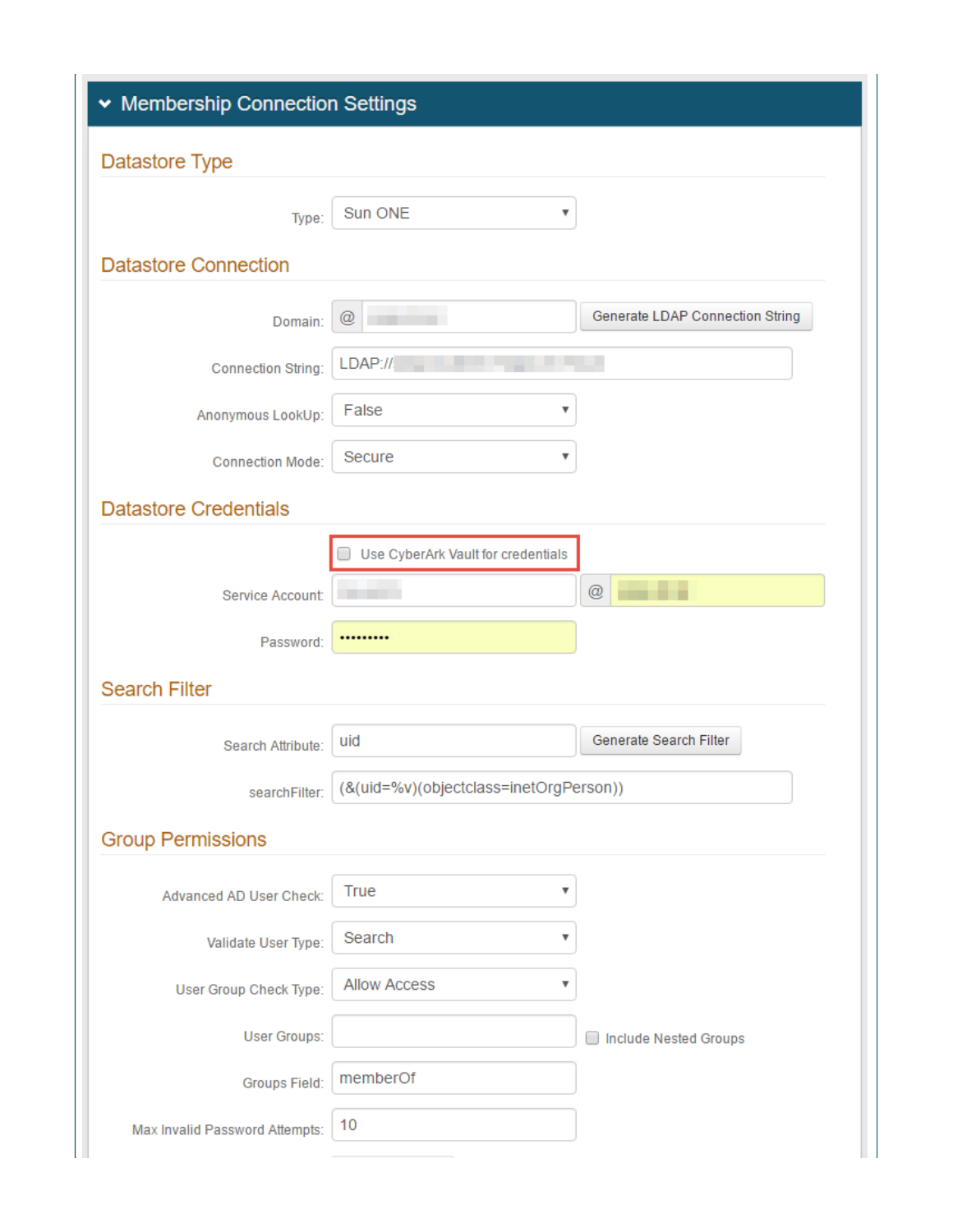## Membership Connection Settings

### Datastore Type

Type: Sun ONE

### Datastore Connection

Domain: @

Generate LDAP Connection String

Connection String: LDAP://

Anonymous LookUp: False

Connection Mode: Secure

### Datastore Credentials

Use CyberArk Vault for credentials

Service Account: @

Password: •••••••••

### Search Filter

Search Attribute: uid

Generate Search Filter

searchFilter: (&(uid=%v)(objectclass=inetOrgPerson))

### Group Permissions

Advanced AD User Check: True

Validate User Type: Search

User Group Check Type: Allow Access

User Groups:

Include Nested Groups

Groups Field: memberOf

Max Invalid Password Attempts: 10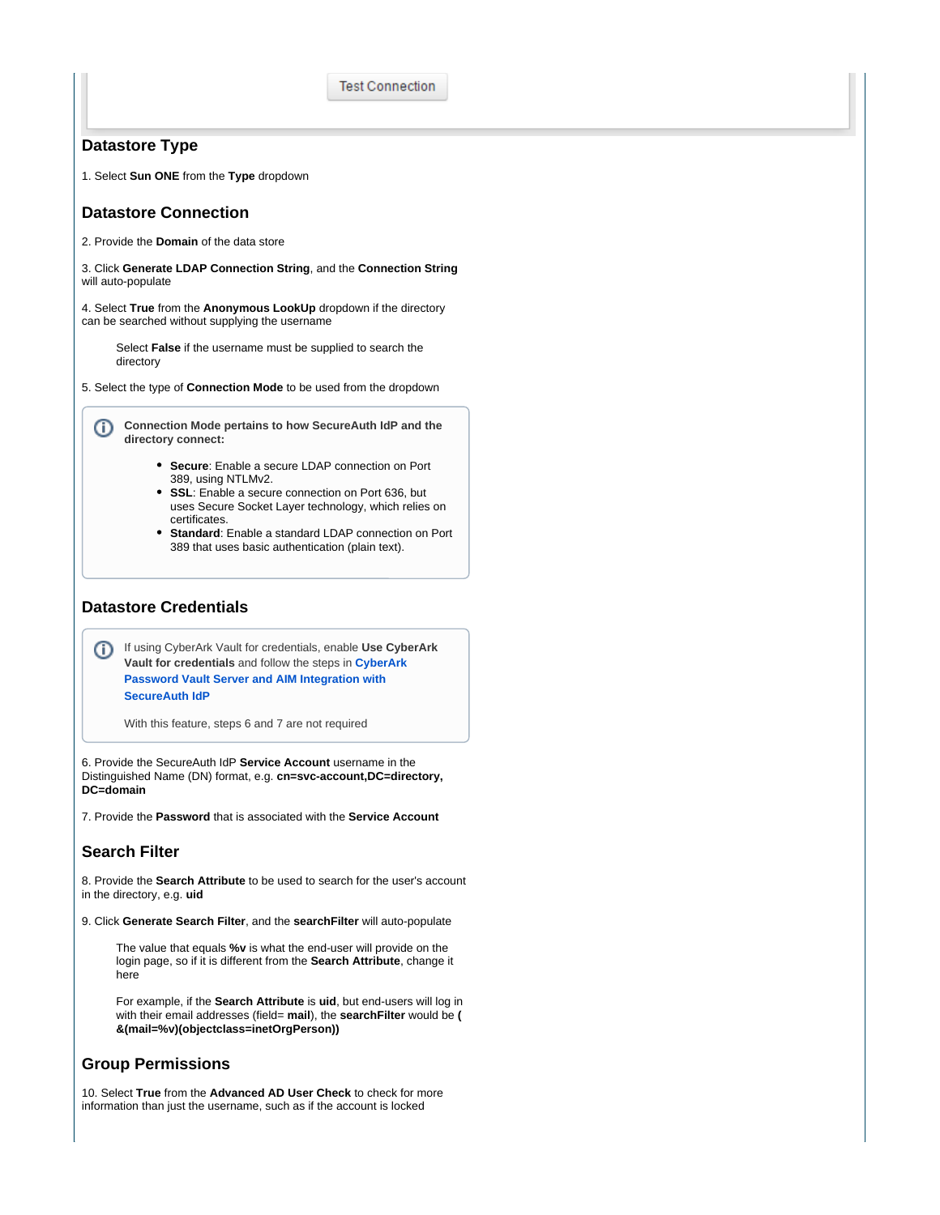Test Connection

## Datastore Type

1. Select **Sun ONE** from the **Type** dropdown

## Datastore Connection

2. Provide the **Domain** of the data store

3. Click **Generate LDAP Connection String**, and the **Connection String** will auto-populate

4. Select **True** from the **Anonymous LookUp** dropdown if the directory can be searched without supplying the username

   Select **False** if the username must be supplied to search the directory

5. Select the type of **Connection Mode** to be used from the dropdown

> **Connection Mode pertains to how SecureAuth IdP and the directory connect:**
>
> - **Secure**: Enable a secure LDAP connection on Port 389, using NTLMv2.
> - **SSL**: Enable a secure connection on Port 636, but uses Secure Socket Layer technology, which relies on certificates.
> - **Standard**: Enable a standard LDAP connection on Port 389 that uses basic authentication (plain text).

## Datastore Credentials

> If using CyberArk Vault for credentials, enable **Use CyberArk Vault for credentials** and follow the steps in **CyberArk Password Vault Server and AIM Integration with SecureAuth IdP**
>
> With this feature, steps 6 and 7 are not required

6. Provide the SecureAuth IdP **Service Account** username in the Distinguished Name (DN) format, e.g. **cn=svc-account,DC=directory, DC=domain**

7. Provide the **Password** that is associated with the **Service Account**

## Search Filter

8. Provide the **Search Attribute** to be used to search for the user's account in the directory, e.g. **uid**

9. Click **Generate Search Filter**, and the **searchFilter** will auto-populate

   The value that equals **%v** is what the end-user will provide on the login page, so if it is different from the **Search Attribute**, change it here

   For example, if the **Search Attribute** is **uid**, but end-users will log in with their email addresses (field= **mail**), the **searchFilter** would be **(&(mail=%v)(objectclass=inetOrgPerson))**

## Group Permissions

10. Select **True** from the **Advanced AD User Check** to check for more information than just the username, such as if the account is locked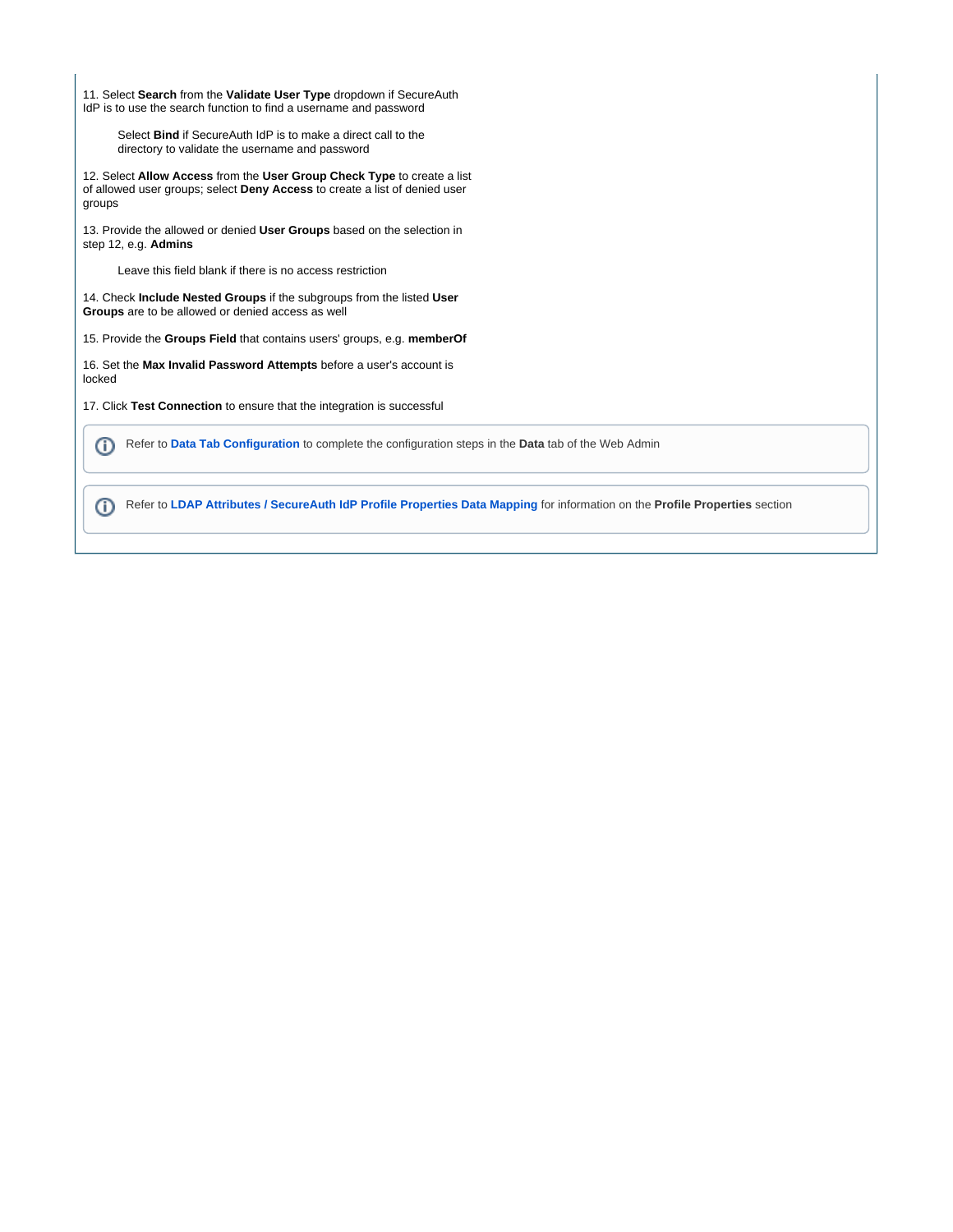11. Select **Search** from the **Validate User Type** dropdown if SecureAuth IdP is to use the search function to find a username and password

    Select **Bind** if SecureAuth IdP is to make a direct call to the directory to validate the username and password

12. Select **Allow Access** from the **User Group Check Type** to create a list of allowed user groups; select **Deny Access** to create a list of denied user groups

13. Provide the allowed or denied **User Groups** based on the selection in step 12, e.g. **Admins**

    Leave this field blank if there is no access restriction

14. Check **Include Nested Groups** if the subgroups from the listed **User Groups** are to be allowed or denied access as well

15. Provide the **Groups Field** that contains users' groups, e.g. **memberOf**

16. Set the **Max Invalid Password Attempts** before a user's account is locked

17. Click **Test Connection** to ensure that the integration is successful

> ⓘ Refer to **Data Tab Configuration** to complete the configuration steps in the **Data** tab of the Web Admin

> ⓘ Refer to **LDAP Attributes / SecureAuth IdP Profile Properties Data Mapping** for information on the **Profile Properties** section